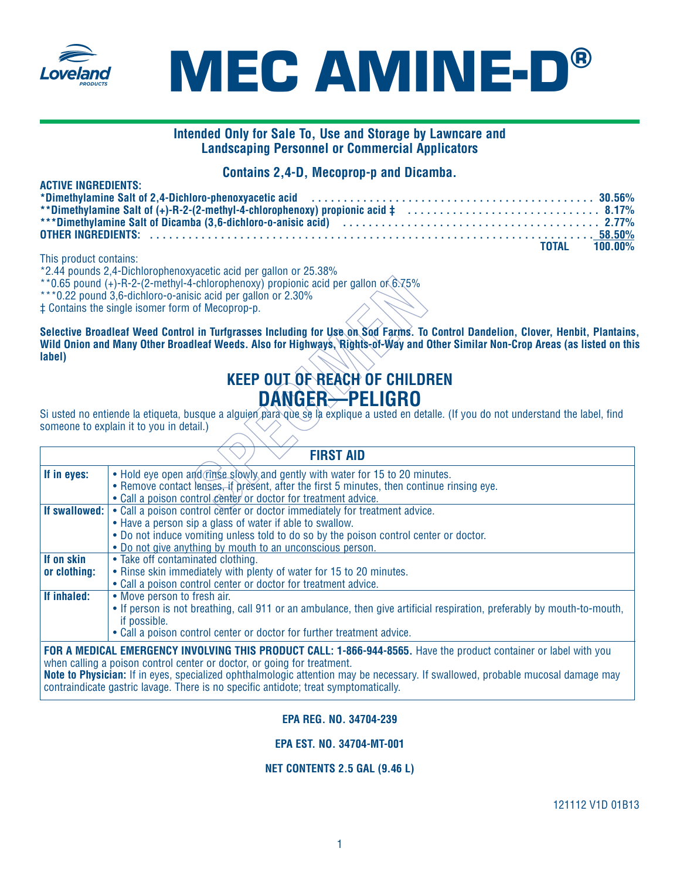Loveland PRODUCTS

# MEC AMINE-D®

**Intended Only for Sale To, Use and Storage by Lawncare and Landscaping Personnel or Commercial Applicators**

**Contains 2,4-D, Mecoprop-p and Dicamba.**

| **ACTIVE INGREDIENTS:** | |
|---|---|
| ***Dimethylamine Salt of 2,4-Dichloro-phenoxyacetic acid** | **30.56%** |
| ****Dimethylamine Salt of (+)-R-2-(2-methyl-4-chlorophenoxy) propionic acid ‡** | **8.17%** |
| *****Dimethylamine Salt of Dicamba (3,6-dichloro-o-anisic acid)** | **2.77%** |
| **OTHER INGREDIENTS:** | **58.50%** |
| **TOTAL** | **100.00%** |

This product contains:
*2.44 pounds 2,4-Dichlorophenoxyacetic acid per gallon or 25.38%
**0.65 pound (+)-R-2-(2-methyl-4-chlorophenoxy) propionic acid per gallon or 6.75%
***0.22 pound 3,6-dichloro-o-anisic acid per gallon or 2.30%
‡ Contains the single isomer form of Mecoprop-p.

**Selective Broadleaf Weed Control in Turfgrasses Including for Use on Sod Farms. To Control Dandelion, Clover, Henbit, Plantains, Wild Onion and Many Other Broadleaf Weeds. Also for Highways, Rights-of-Way and Other Similar Non-Crop Areas (as listed on this label)**

## KEEP OUT OF REACH OF CHILDREN
## DANGER—PELIGRO

Si usted no entiende la etiqueta, busque a alguien para que se la explique a usted en detalle. (If you do not understand the label, find someone to explain it to you in detail.)

| **FIRST AID** | |
|---|---|
| **If in eyes:** | • Hold eye open and rinse slowly and gently with water for 15 to 20 minutes.<br>• Remove contact lenses, if present, after the first 5 minutes, then continue rinsing eye.<br>• Call a poison control center or doctor for treatment advice. |
| **If swallowed:** | • Call a poison control center or doctor immediately for treatment advice.<br>• Have a person sip a glass of water if able to swallow.<br>• Do not induce vomiting unless told to do so by the poison control center or doctor.<br>• Do not give anything by mouth to an unconscious person. |
| **If on skin or clothing:** | • Take off contaminated clothing.<br>• Rinse skin immediately with plenty of water for 15 to 20 minutes.<br>• Call a poison control center or doctor for treatment advice. |
| **If inhaled:** | • Move person to fresh air.<br>• If person is not breathing, call 911 or an ambulance, then give artificial respiration, preferably by mouth-to-mouth, if possible.<br>• Call a poison control center or doctor for further treatment advice. |

**FOR A MEDICAL EMERGENCY INVOLVING THIS PRODUCT CALL: 1-866-944-8565.** Have the product container or label with you when calling a poison control center or doctor, or going for treatment.
**Note to Physician:** If in eyes, specialized ophthalmologic attention may be necessary. If swallowed, probable mucosal damage may contraindicate gastric lavage. There is no specific antidote; treat symptomatically.

**EPA REG. NO. 34704-239**

**EPA EST. NO. 34704-MT-001**

**NET CONTENTS 2.5 GAL (9.46 L)**

121112 V1D 01B13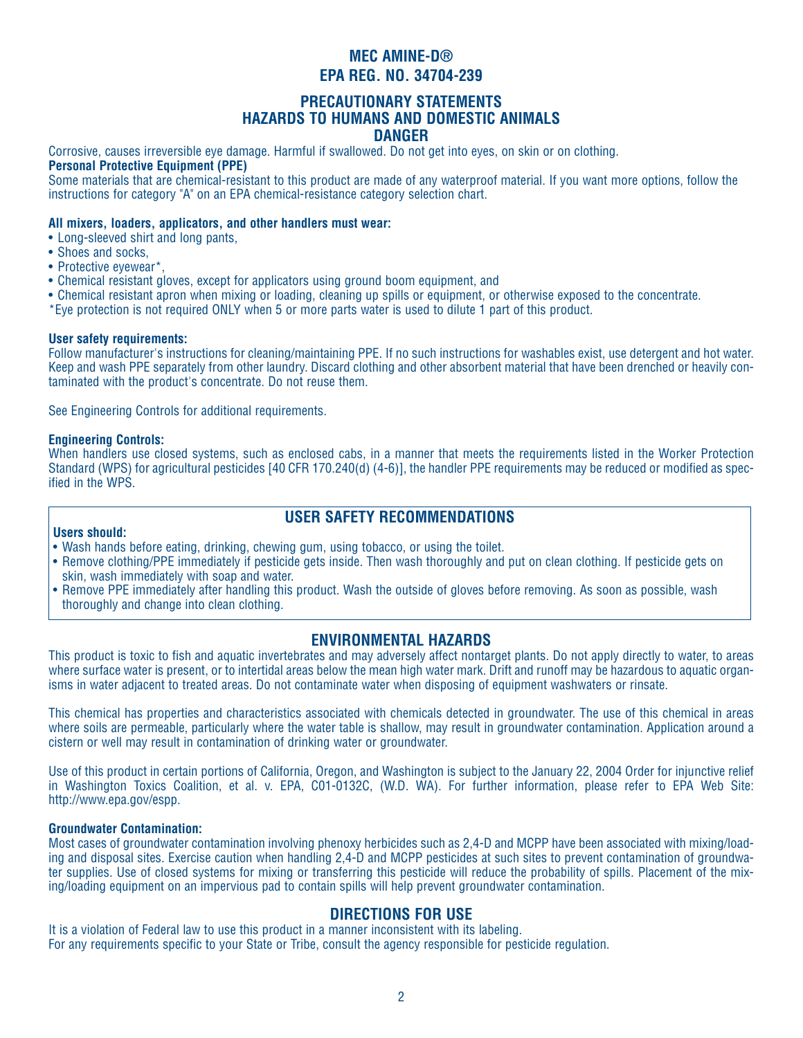# MEC AMINE-D®
# EPA REG. NO. 34704-239

## PRECAUTIONARY STATEMENTS
## HAZARDS TO HUMANS AND DOMESTIC ANIMALS
## DANGER

Corrosive, causes irreversible eye damage. Harmful if swallowed. Do not get into eyes, on skin or on clothing.

**Personal Protective Equipment (PPE)**

Some materials that are chemical-resistant to this product are made of any waterproof material. If you want more options, follow the instructions for category "A" on an EPA chemical-resistance category selection chart.

**All mixers, loaders, applicators, and other handlers must wear:**

- Long-sleeved shirt and long pants,
- Shoes and socks,
- Protective eyewear*,
- Chemical resistant gloves, except for applicators using ground boom equipment, and
- Chemical resistant apron when mixing or loading, cleaning up spills or equipment, or otherwise exposed to the concentrate.

*Eye protection is not required ONLY when 5 or more parts water is used to dilute 1 part of this product.

**User safety requirements:**

Follow manufacturer's instructions for cleaning/maintaining PPE. If no such instructions for washables exist, use detergent and hot water. Keep and wash PPE separately from other laundry. Discard clothing and other absorbent material that have been drenched or heavily contaminated with the product's concentrate. Do not reuse them.

See Engineering Controls for additional requirements.

**Engineering Controls:**

When handlers use closed systems, such as enclosed cabs, in a manner that meets the requirements listed in the Worker Protection Standard (WPS) for agricultural pesticides [40 CFR 170.240(d) (4-6)], the handler PPE requirements may be reduced or modified as specified in the WPS.

## USER SAFETY RECOMMENDATIONS

**Users should:**

- Wash hands before eating, drinking, chewing gum, using tobacco, or using the toilet.
- Remove clothing/PPE immediately if pesticide gets inside. Then wash thoroughly and put on clean clothing. If pesticide gets on skin, wash immediately with soap and water.
- Remove PPE immediately after handling this product. Wash the outside of gloves before removing. As soon as possible, wash thoroughly and change into clean clothing.

## ENVIRONMENTAL HAZARDS

This product is toxic to fish and aquatic invertebrates and may adversely affect nontarget plants. Do not apply directly to water, to areas where surface water is present, or to intertidal areas below the mean high water mark. Drift and runoff may be hazardous to aquatic organisms in water adjacent to treated areas. Do not contaminate water when disposing of equipment washwaters or rinsate.

This chemical has properties and characteristics associated with chemicals detected in groundwater. The use of this chemical in areas where soils are permeable, particularly where the water table is shallow, may result in groundwater contamination. Application around a cistern or well may result in contamination of drinking water or groundwater.

Use of this product in certain portions of California, Oregon, and Washington is subject to the January 22, 2004 Order for injunctive relief in Washington Toxics Coalition, et al. v. EPA, C01-0132C, (W.D. WA). For further information, please refer to EPA Web Site: http://www.epa.gov/espp.

**Groundwater Contamination:**

Most cases of groundwater contamination involving phenoxy herbicides such as 2,4-D and MCPP have been associated with mixing/loading and disposal sites. Exercise caution when handling 2,4-D and MCPP pesticides at such sites to prevent contamination of groundwater supplies. Use of closed systems for mixing or transferring this pesticide will reduce the probability of spills. Placement of the mixing/loading equipment on an impervious pad to contain spills will help prevent groundwater contamination.

## DIRECTIONS FOR USE

It is a violation of Federal law to use this product in a manner inconsistent with its labeling.
For any requirements specific to your State or Tribe, consult the agency responsible for pesticide regulation.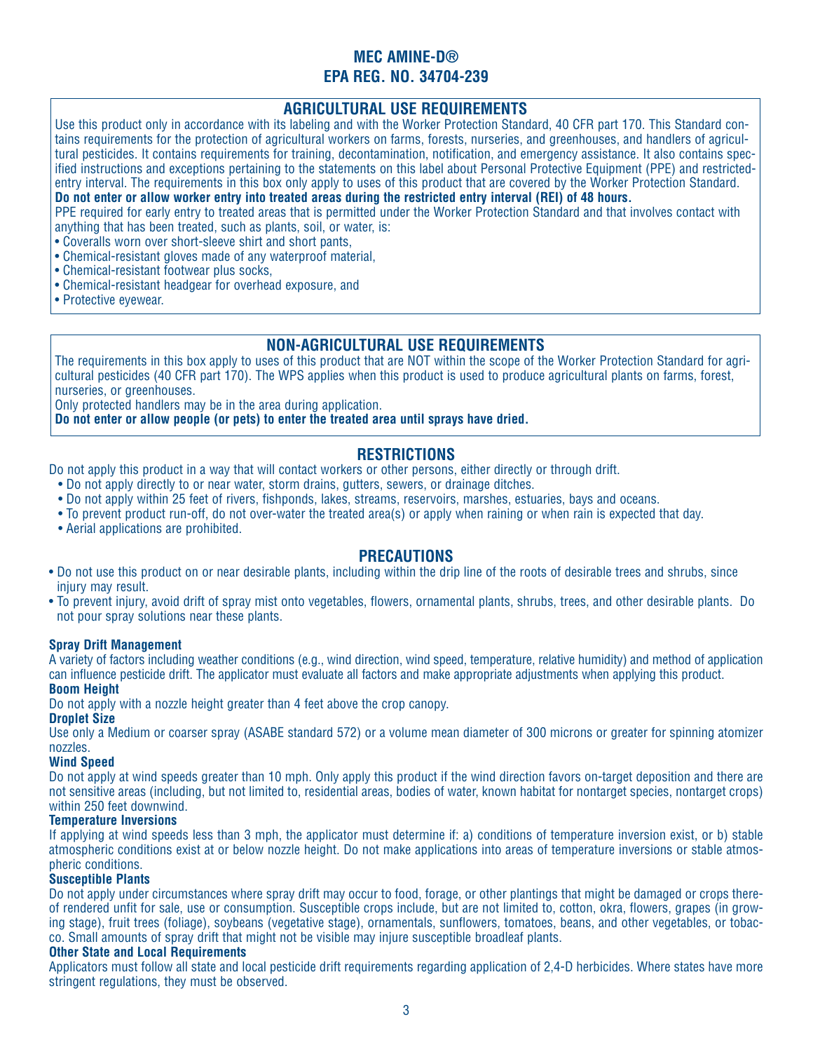# MEC AMINE-D®
# EPA REG. NO. 34704-239

## AGRICULTURAL USE REQUIREMENTS

Use this product only in accordance with its labeling and with the Worker Protection Standard, 40 CFR part 170. This Standard contains requirements for the protection of agricultural workers on farms, forests, nurseries, and greenhouses, and handlers of agricultural pesticides. It contains requirements for training, decontamination, notification, and emergency assistance. It also contains specified instructions and exceptions pertaining to the statements on this label about Personal Protective Equipment (PPE) and restricted-entry interval. The requirements in this box only apply to uses of this product that are covered by the Worker Protection Standard.

**Do not enter or allow worker entry into treated areas during the restricted entry interval (REI) of 48 hours.**

PPE required for early entry to treated areas that is permitted under the Worker Protection Standard and that involves contact with anything that has been treated, such as plants, soil, or water, is:

- Coveralls worn over short-sleeve shirt and short pants,
- Chemical-resistant gloves made of any waterproof material,
- Chemical-resistant footwear plus socks,
- Chemical-resistant headgear for overhead exposure, and
- Protective eyewear.

## NON-AGRICULTURAL USE REQUIREMENTS

The requirements in this box apply to uses of this product that are NOT within the scope of the Worker Protection Standard for agricultural pesticides (40 CFR part 170). The WPS applies when this product is used to produce agricultural plants on farms, forest, nurseries, or greenhouses.

Only protected handlers may be in the area during application.

**Do not enter or allow people (or pets) to enter the treated area until sprays have dried.**

## RESTRICTIONS

Do not apply this product in a way that will contact workers or other persons, either directly or through drift.

- Do not apply directly to or near water, storm drains, gutters, sewers, or drainage ditches.
- Do not apply within 25 feet of rivers, fishponds, lakes, streams, reservoirs, marshes, estuaries, bays and oceans.
- To prevent product run-off, do not over-water the treated area(s) or apply when raining or when rain is expected that day.
- Aerial applications are prohibited.

## PRECAUTIONS

- Do not use this product on or near desirable plants, including within the drip line of the roots of desirable trees and shrubs, since injury may result.
- To prevent injury, avoid drift of spray mist onto vegetables, flowers, ornamental plants, shrubs, trees, and other desirable plants. Do not pour spray solutions near these plants.

### Spray Drift Management

A variety of factors including weather conditions (e.g., wind direction, wind speed, temperature, relative humidity) and method of application can influence pesticide drift. The applicator must evaluate all factors and make appropriate adjustments when applying this product.

### Boom Height

Do not apply with a nozzle height greater than 4 feet above the crop canopy.

### Droplet Size

Use only a Medium or coarser spray (ASABE standard 572) or a volume mean diameter of 300 microns or greater for spinning atomizer nozzles.

### Wind Speed

Do not apply at wind speeds greater than 10 mph. Only apply this product if the wind direction favors on-target deposition and there are not sensitive areas (including, but not limited to, residential areas, bodies of water, known habitat for nontarget species, nontarget crops) within 250 feet downwind.

### Temperature Inversions

If applying at wind speeds less than 3 mph, the applicator must determine if: a) conditions of temperature inversion exist, or b) stable atmospheric conditions exist at or below nozzle height. Do not make applications into areas of temperature inversions or stable atmospheric conditions.

### Susceptible Plants

Do not apply under circumstances where spray drift may occur to food, forage, or other plantings that might be damaged or crops thereof rendered unfit for sale, use or consumption. Susceptible crops include, but are not limited to, cotton, okra, flowers, grapes (in growing stage), fruit trees (foliage), soybeans (vegetative stage), ornamentals, sunflowers, tomatoes, beans, and other vegetables, or tobacco. Small amounts of spray drift that might not be visible may injure susceptible broadleaf plants.

### Other State and Local Requirements

Applicators must follow all state and local pesticide drift requirements regarding application of 2,4-D herbicides. Where states have more stringent regulations, they must be observed.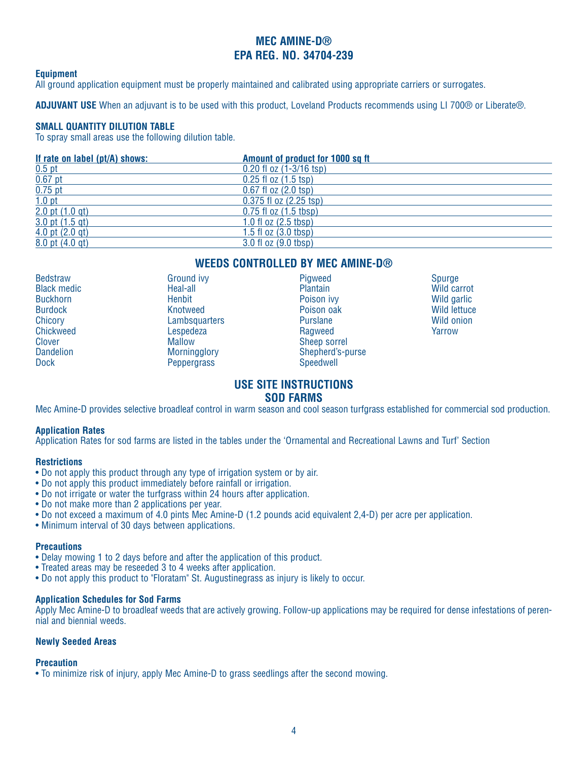# MEC AMINE-D®
# EPA REG. NO. 34704-239

**Equipment**
All ground application equipment must be properly maintained and calibrated using appropriate carriers or surrogates.

**ADJUVANT USE** When an adjuvant is to be used with this product, Loveland Products recommends using LI 700® or Liberate®.

**SMALL QUANTITY DILUTION TABLE**
To spray small areas use the following dilution table.

| If rate on label (pt/A) shows: | Amount of product for 1000 sq ft |
|---|---|
| 0.5 pt | 0.20 fl oz (1-3/16 tsp) |
| 0.67 pt | 0.25 fl oz (1.5 tsp) |
| 0.75 pt | 0.67 fl oz (2.0 tsp) |
| 1.0 pt | 0.375 fl oz (2.25 tsp) |
| 2.0 pt (1.0 qt) | 0.75 fl oz (1.5 tbsp) |
| 3.0 pt (1.5 qt) | 1.0 fl oz (2.5 tbsp) |
| 4.0 pt (2.0 qt) | 1.5 fl oz (3.0 tbsp) |
| 8.0 pt (4.0 qt) | 3.0 fl oz (9.0 tbsp) |

## WEEDS CONTROLLED BY MEC AMINE-D®

| | | | |
|---|---|---|---|
| Bedstraw | Ground ivy | Pigweed | Spurge |
| Black medic | Heal-all | Plantain | Wild carrot |
| Buckhorn | Henbit | Poison ivy | Wild garlic |
| Burdock | Knotweed | Poison oak | Wild lettuce |
| Chicory | Lambsquarters | Purslane | Wild onion |
| Chickweed | Lespedeza | Ragweed | Yarrow |
| Clover | Mallow | Sheep sorrel | |
| Dandelion | Morningglory | Shepherd's-purse | |
| Dock | Peppergrass | Speedwell | |

## USE SITE INSTRUCTIONS
## SOD FARMS

Mec Amine-D provides selective broadleaf control in warm season and cool season turfgrass established for commercial sod production.

**Application Rates**
Application Rates for sod farms are listed in the tables under the 'Ornamental and Recreational Lawns and Turf' Section

**Restrictions**
- Do not apply this product through any type of irrigation system or by air.
- Do not apply this product immediately before rainfall or irrigation.
- Do not irrigate or water the turfgrass within 24 hours after application.
- Do not make more than 2 applications per year.
- Do not exceed a maximum of 4.0 pints Mec Amine-D (1.2 pounds acid equivalent 2,4-D) per acre per application.
- Minimum interval of 30 days between applications.

**Precautions**
- Delay mowing 1 to 2 days before and after the application of this product.
- Treated areas may be reseeded 3 to 4 weeks after application.
- Do not apply this product to "Floratam" St. Augustinegrass as injury is likely to occur.

**Application Schedules for Sod Farms**
Apply Mec Amine-D to broadleaf weeds that are actively growing. Follow-up applications may be required for dense infestations of perennial and biennial weeds.

**Newly Seeded Areas**

**Precaution**
- To minimize risk of injury, apply Mec Amine-D to grass seedlings after the second mowing.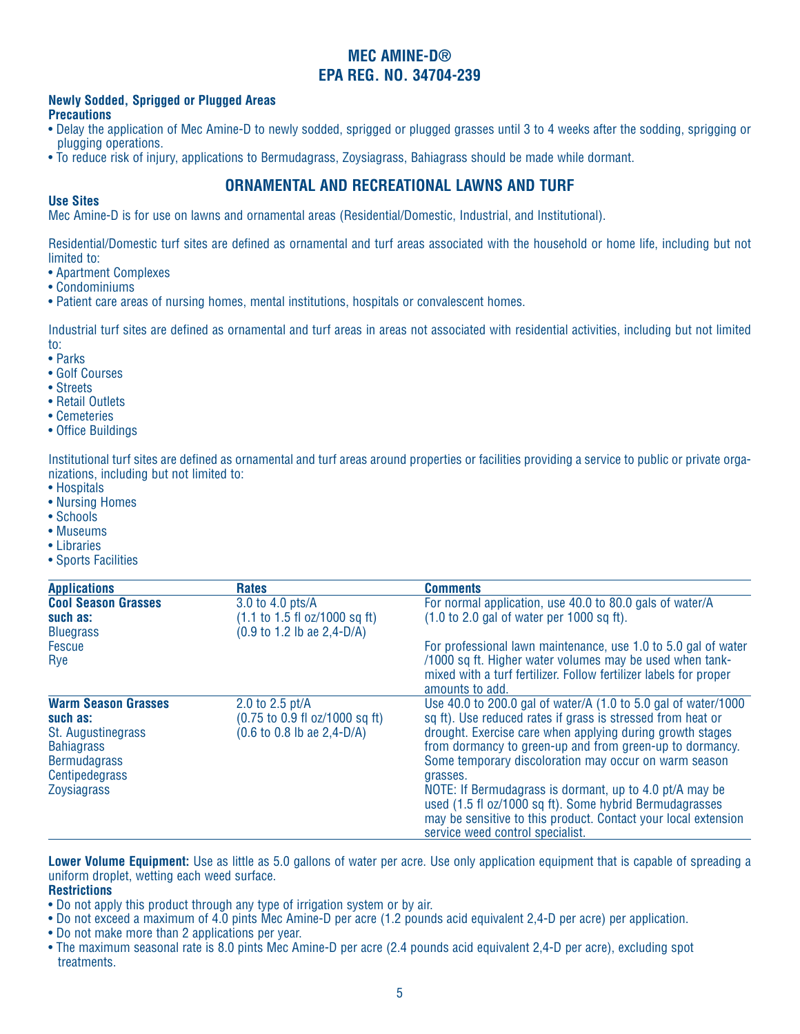# MEC AMINE-D®
# EPA REG. NO. 34704-239

**Newly Sodded, Sprigged or Plugged Areas**
**Precautions**
- Delay the application of Mec Amine-D to newly sodded, sprigged or plugged grasses until 3 to 4 weeks after the sodding, sprigging or plugging operations.
- To reduce risk of injury, applications to Bermudagrass, Zoysiagrass, Bahiagrass should be made while dormant.

## ORNAMENTAL AND RECREATIONAL LAWNS AND TURF

**Use Sites**
Mec Amine-D is for use on lawns and ornamental areas (Residential/Domestic, Industrial, and Institutional).

Residential/Domestic turf sites are defined as ornamental and turf areas associated with the household or home life, including but not limited to:
- Apartment Complexes
- Condominiums
- Patient care areas of nursing homes, mental institutions, hospitals or convalescent homes.

Industrial turf sites are defined as ornamental and turf areas in areas not associated with residential activities, including but not limited to:
- Parks
- Golf Courses
- Streets
- Retail Outlets
- Cemeteries
- Office Buildings

Institutional turf sites are defined as ornamental and turf areas around properties or facilities providing a service to public or private organizations, including but not limited to:
- Hospitals
- Nursing Homes
- Schools
- Museums
- Libraries
- Sports Facilities

| Applications | Rates | Comments |
|---|---|---|
| **Cool Season Grasses such as:**<br>Bluegrass<br>Fescue<br>Rye | 3.0 to 4.0 pts/A<br>(1.1 to 1.5 fl oz/1000 sq ft)<br>(0.9 to 1.2 lb ae 2,4-D/A) | For normal application, use 40.0 to 80.0 gals of water/A (1.0 to 2.0 gal of water per 1000 sq ft).<br><br>For professional lawn maintenance, use 1.0 to 5.0 gal of water /1000 sq ft. Higher water volumes may be used when tank-mixed with a turf fertilizer. Follow fertilizer labels for proper amounts to add. |
| **Warm Season Grasses such as:**<br>St. Augustinegrass<br>Bahiagrass<br>Bermudagrass<br>Centipedegrass<br>Zoysiagrass | 2.0 to 2.5 pt/A<br>(0.75 to 0.9 fl oz/1000 sq ft)<br>(0.6 to 0.8 lb ae 2,4-D/A) | Use 40.0 to 200.0 gal of water/A (1.0 to 5.0 gal of water/1000 sq ft). Use reduced rates if grass is stressed from heat or drought. Exercise care when applying during growth stages from dormancy to green-up and from green-up to dormancy. Some temporary discoloration may occur on warm season grasses.<br>NOTE: If Bermudagrass is dormant, up to 4.0 pt/A may be used (1.5 fl oz/1000 sq ft). Some hybrid Bermudagrasses may be sensitive to this product. Contact your local extension service weed control specialist. |

**Lower Volume Equipment:** Use as little as 5.0 gallons of water per acre. Use only application equipment that is capable of spreading a uniform droplet, wetting each weed surface.

**Restrictions**
- Do not apply this product through any type of irrigation system or by air.
- Do not exceed a maximum of 4.0 pints Mec Amine-D per acre (1.2 pounds acid equivalent 2,4-D per acre) per application.
- Do not make more than 2 applications per year.
- The maximum seasonal rate is 8.0 pints Mec Amine-D per acre (2.4 pounds acid equivalent 2,4-D per acre), excluding spot treatments.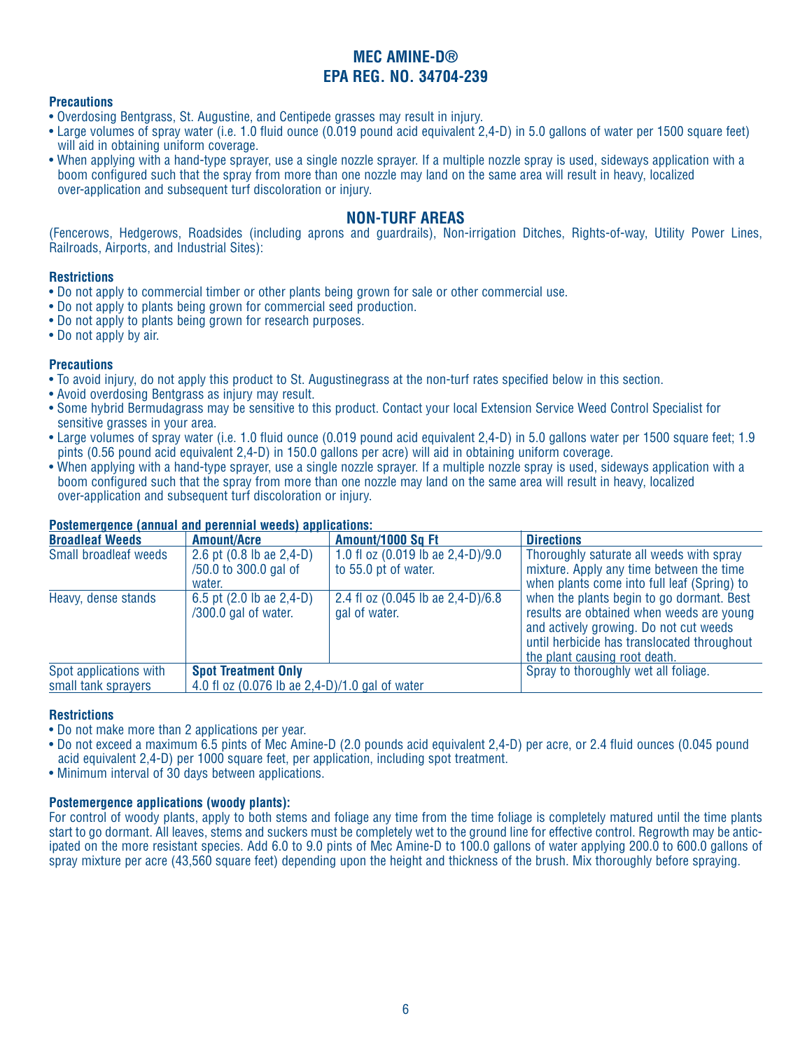# MEC AMINE-D®
# EPA REG. NO. 34704-239

**Precautions**

- Overdosing Bentgrass, St. Augustine, and Centipede grasses may result in injury.
- Large volumes of spray water (i.e. 1.0 fluid ounce (0.019 pound acid equivalent 2,4-D) in 5.0 gallons of water per 1500 square feet) will aid in obtaining uniform coverage.
- When applying with a hand-type sprayer, use a single nozzle sprayer. If a multiple nozzle spray is used, sideways application with a boom configured such that the spray from more than one nozzle may land on the same area will result in heavy, localized over-application and subsequent turf discoloration or injury.

## NON-TURF AREAS

(Fencerows, Hedgerows, Roadsides (including aprons and guardrails), Non-irrigation Ditches, Rights-of-way, Utility Power Lines, Railroads, Airports, and Industrial Sites):

**Restrictions**

- Do not apply to commercial timber or other plants being grown for sale or other commercial use.
- Do not apply to plants being grown for commercial seed production.
- Do not apply to plants being grown for research purposes.
- Do not apply by air.

**Precautions**

- To avoid injury, do not apply this product to St. Augustinegrass at the non-turf rates specified below in this section.
- Avoid overdosing Bentgrass as injury may result.
- Some hybrid Bermudagrass may be sensitive to this product. Contact your local Extension Service Weed Control Specialist for sensitive grasses in your area.
- Large volumes of spray water (i.e. 1.0 fluid ounce (0.019 pound acid equivalent 2,4-D) in 5.0 gallons water per 1500 square feet; 1.9 pints (0.56 pound acid equivalent 2,4-D) in 150.0 gallons per acre) will aid in obtaining uniform coverage.
- When applying with a hand-type sprayer, use a single nozzle sprayer. If a multiple nozzle spray is used, sideways application with a boom configured such that the spray from more than one nozzle may land on the same area will result in heavy, localized over-application and subsequent turf discoloration or injury.

**Postemergence (annual and perennial weeds) applications:**

| Broadleaf Weeds | Amount/Acre | Amount/1000 Sq Ft | Directions |
|---|---|---|---|
| Small broadleaf weeds | 2.6 pt (0.8 lb ae 2,4-D) /50.0 to 300.0 gal of water. | 1.0 fl oz (0.019 lb ae 2,4-D)/9.0 to 55.0 pt of water. | Thoroughly saturate all weeds with spray mixture. Apply any time between the time when plants come into full leaf (Spring) to when the plants begin to go dormant. Best results are obtained when weeds are young and actively growing. Do not cut weeds until herbicide has translocated throughout the plant causing root death. |
| Heavy, dense stands | 6.5 pt (2.0 lb ae 2,4-D) /300.0 gal of water. | 2.4 fl oz (0.045 lb ae 2,4-D)/6.8 gal of water. | |
| Spot applications with small tank sprayers | **Spot Treatment Only** 4.0 fl oz (0.076 lb ae 2,4-D)/1.0 gal of water | | Spray to thoroughly wet all foliage. |

**Restrictions**

- Do not make more than 2 applications per year.
- Do not exceed a maximum 6.5 pints of Mec Amine-D (2.0 pounds acid equivalent 2,4-D) per acre, or 2.4 fluid ounces (0.045 pound acid equivalent 2,4-D) per 1000 square feet, per application, including spot treatment.
- Minimum interval of 30 days between applications.

**Postemergence applications (woody plants):**

For control of woody plants, apply to both stems and foliage any time from the time foliage is completely matured until the time plants start to go dormant. All leaves, stems and suckers must be completely wet to the ground line for effective control. Regrowth may be anticipated on the more resistant species. Add 6.0 to 9.0 pints of Mec Amine-D to 100.0 gallons of water applying 200.0 to 600.0 gallons of spray mixture per acre (43,560 square feet) depending upon the height and thickness of the brush. Mix thoroughly before spraying.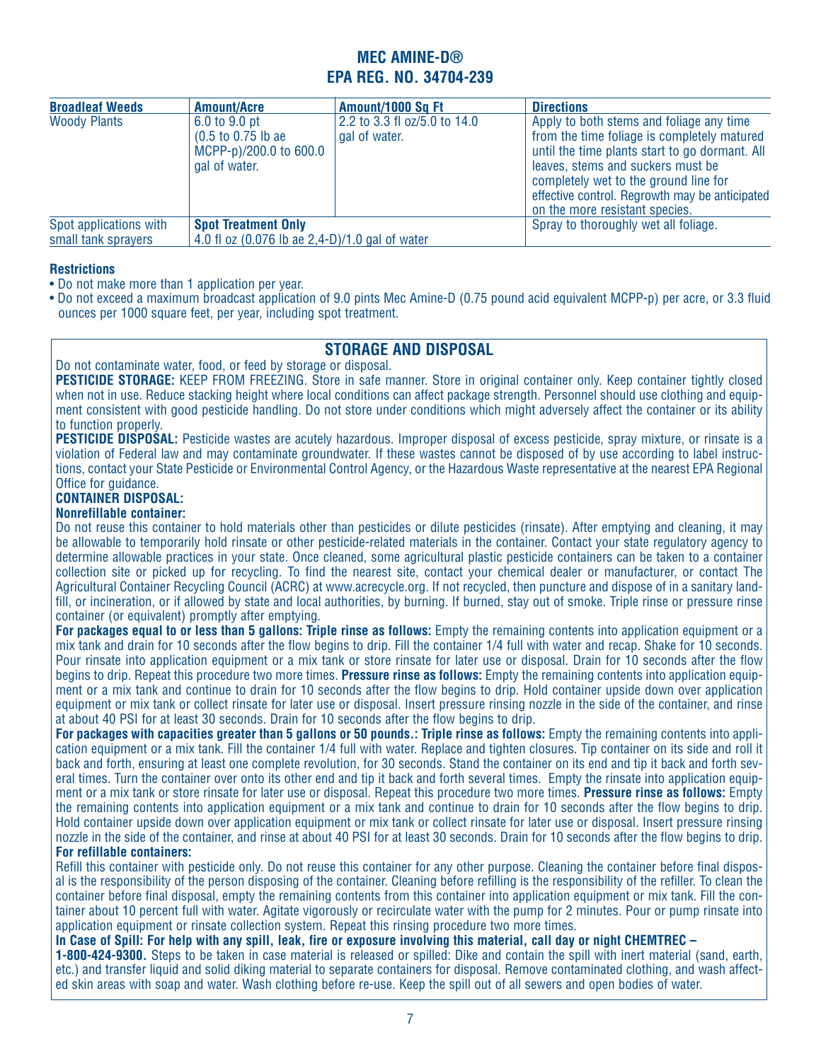# MEC AMINE-D®
# EPA REG. NO. 34704-239

| Broadleaf Weeds | Amount/Acre | Amount/1000 Sq Ft | Directions |
|---|---|---|---|
| Woody Plants | 6.0 to 9.0 pt (0.5 to 0.75 lb ae MCPP-p)/200.0 to 600.0 gal of water. | 2.2 to 3.3 fl oz/5.0 to 14.0 gal of water. | Apply to both stems and foliage any time from the time foliage is completely matured until the time plants start to go dormant. All leaves, stems and suckers must be completely wet to the ground line for effective control. Regrowth may be anticipated on the more resistant species. |
| Spot applications with small tank sprayers | **Spot Treatment Only** 4.0 fl oz (0.076 lb ae 2,4-D)/1.0 gal of water | | Spray to thoroughly wet all foliage. |

**Restrictions**

- Do not make more than 1 application per year.
- Do not exceed a maximum broadcast application of 9.0 pints Mec Amine-D (0.75 pound acid equivalent MCPP-p) per acre, or 3.3 fluid ounces per 1000 square feet, per year, including spot treatment.

## STORAGE AND DISPOSAL

Do not contaminate water, food, or feed by storage or disposal.

**PESTICIDE STORAGE:** KEEP FROM FREEZING. Store in safe manner. Store in original container only. Keep container tightly closed when not in use. Reduce stacking height where local conditions can affect package strength. Personnel should use clothing and equipment consistent with good pesticide handling. Do not store under conditions which might adversely affect the container or its ability to function properly.

**PESTICIDE DISPOSAL:** Pesticide wastes are acutely hazardous. Improper disposal of excess pesticide, spray mixture, or rinsate is a violation of Federal law and may contaminate groundwater. If these wastes cannot be disposed of by use according to label instructions, contact your State Pesticide or Environmental Control Agency, or the Hazardous Waste representative at the nearest EPA Regional Office for guidance.

**CONTAINER DISPOSAL:**

**Nonrefillable container:**

Do not reuse this container to hold materials other than pesticides or dilute pesticides (rinsate). After emptying and cleaning, it may be allowable to temporarily hold rinsate or other pesticide-related materials in the container. Contact your state regulatory agency to determine allowable practices in your state. Once cleaned, some agricultural plastic pesticide containers can be taken to a container collection site or picked up for recycling. To find the nearest site, contact your chemical dealer or manufacturer, or contact The Agricultural Container Recycling Council (ACRC) at www.acrecycle.org. If not recycled, then puncture and dispose of in a sanitary landfill, or incineration, or if allowed by state and local authorities, by burning. If burned, stay out of smoke. Triple rinse or pressure rinse container (or equivalent) promptly after emptying.

**For packages equal to or less than 5 gallons: Triple rinse as follows:** Empty the remaining contents into application equipment or a mix tank and drain for 10 seconds after the flow begins to drip. Fill the container 1/4 full with water and recap. Shake for 10 seconds. Pour rinsate into application equipment or a mix tank or store rinsate for later use or disposal. Drain for 10 seconds after the flow begins to drip. Repeat this procedure two more times. **Pressure rinse as follows:** Empty the remaining contents into application equipment or a mix tank and continue to drain for 10 seconds after the flow begins to drip. Hold container upside down over application equipment or mix tank or collect rinsate for later use or disposal. Insert pressure rinsing nozzle in the side of the container, and rinse at about 40 PSI for at least 30 seconds. Drain for 10 seconds after the flow begins to drip.

**For packages with capacities greater than 5 gallons or 50 pounds.: Triple rinse as follows:** Empty the remaining contents into application equipment or a mix tank. Fill the container 1/4 full with water. Replace and tighten closures. Tip container on its side and roll it back and forth, ensuring at least one complete revolution, for 30 seconds. Stand the container on its end and tip it back and forth several times. Turn the container over onto its other end and tip it back and forth several times. Empty the rinsate into application equipment or a mix tank or store rinsate for later use or disposal. Repeat this procedure two more times. **Pressure rinse as follows:** Empty the remaining contents into application equipment or a mix tank and continue to drain for 10 seconds after the flow begins to drip. Hold container upside down over application equipment or mix tank or collect rinsate for later use or disposal. Insert pressure rinsing nozzle in the side of the container, and rinse at about 40 PSI for at least 30 seconds. Drain for 10 seconds after the flow begins to drip.

**For refillable containers:**

Refill this container with pesticide only. Do not reuse this container for any other purpose. Cleaning the container before final disposal is the responsibility of the person disposing of the container. Cleaning before refilling is the responsibility of the refiller. To clean the container before final disposal, empty the remaining contents from this container into application equipment or mix tank. Fill the container about 10 percent full with water. Agitate vigorously or recirculate water with the pump for 2 minutes. Pour or pump rinsate into application equipment or rinsate collection system. Repeat this rinsing procedure two more times.

**In Case of Spill: For help with any spill, leak, fire or exposure involving this material, call day or night CHEMTREC – 1-800-424-9300.** Steps to be taken in case material is released or spilled: Dike and contain the spill with inert material (sand, earth, etc.) and transfer liquid and solid diking material to separate containers for disposal. Remove contaminated clothing, and wash affected skin areas with soap and water. Wash clothing before re-use. Keep the spill out of all sewers and open bodies of water.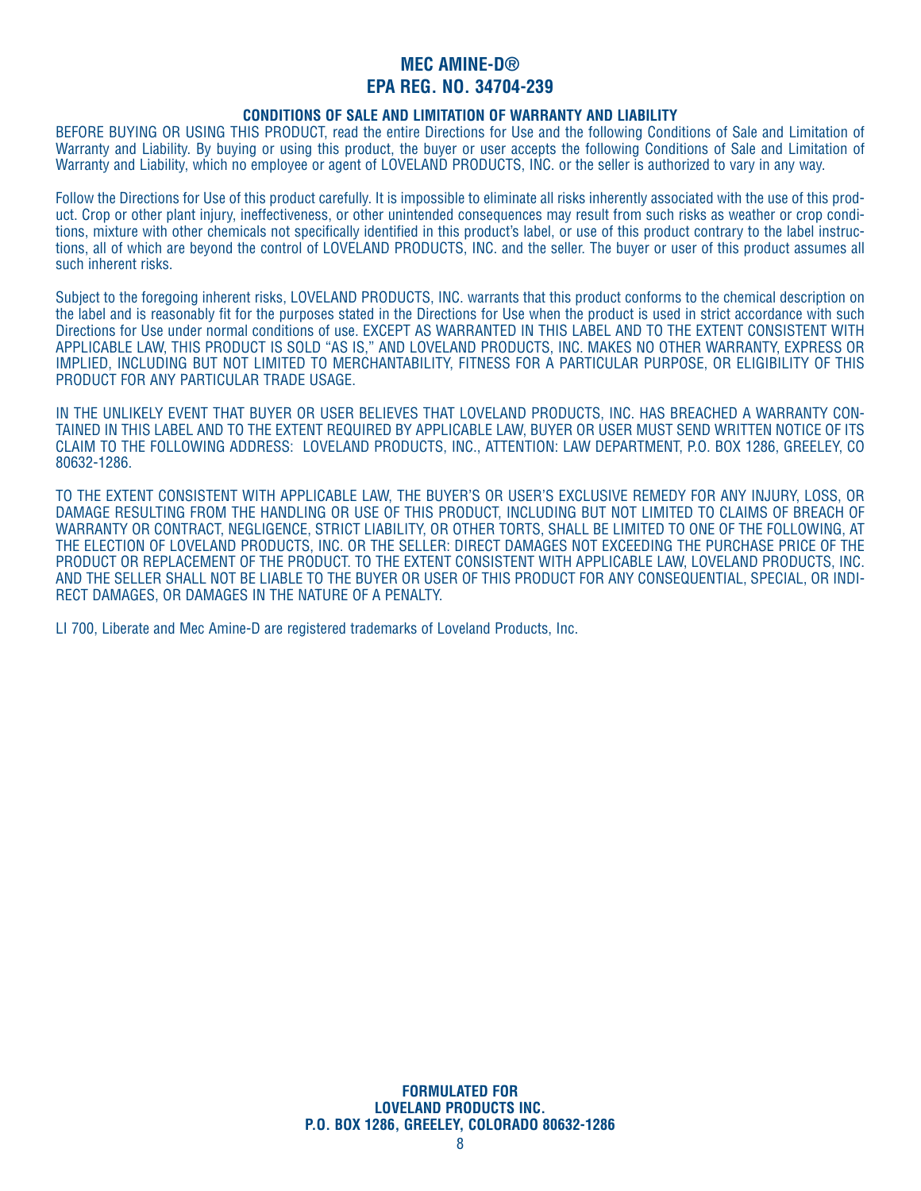# MEC AMINE-D®
# EPA REG. NO. 34704-239

### CONDITIONS OF SALE AND LIMITATION OF WARRANTY AND LIABILITY

BEFORE BUYING OR USING THIS PRODUCT, read the entire Directions for Use and the following Conditions of Sale and Limitation of Warranty and Liability. By buying or using this product, the buyer or user accepts the following Conditions of Sale and Limitation of Warranty and Liability, which no employee or agent of LOVELAND PRODUCTS, INC. or the seller is authorized to vary in any way.

Follow the Directions for Use of this product carefully. It is impossible to eliminate all risks inherently associated with the use of this product. Crop or other plant injury, ineffectiveness, or other unintended consequences may result from such risks as weather or crop conditions, mixture with other chemicals not specifically identified in this product's label, or use of this product contrary to the label instructions, all of which are beyond the control of LOVELAND PRODUCTS, INC. and the seller. The buyer or user of this product assumes all such inherent risks.

Subject to the foregoing inherent risks, LOVELAND PRODUCTS, INC. warrants that this product conforms to the chemical description on the label and is reasonably fit for the purposes stated in the Directions for Use when the product is used in strict accordance with such Directions for Use under normal conditions of use. EXCEPT AS WARRANTED IN THIS LABEL AND TO THE EXTENT CONSISTENT WITH APPLICABLE LAW, THIS PRODUCT IS SOLD "AS IS," AND LOVELAND PRODUCTS, INC. MAKES NO OTHER WARRANTY, EXPRESS OR IMPLIED, INCLUDING BUT NOT LIMITED TO MERCHANTABILITY, FITNESS FOR A PARTICULAR PURPOSE, OR ELIGIBILITY OF THIS PRODUCT FOR ANY PARTICULAR TRADE USAGE.

IN THE UNLIKELY EVENT THAT BUYER OR USER BELIEVES THAT LOVELAND PRODUCTS, INC. HAS BREACHED A WARRANTY CONTAINED IN THIS LABEL AND TO THE EXTENT REQUIRED BY APPLICABLE LAW, BUYER OR USER MUST SEND WRITTEN NOTICE OF ITS CLAIM TO THE FOLLOWING ADDRESS: LOVELAND PRODUCTS, INC., ATTENTION: LAW DEPARTMENT, P.O. BOX 1286, GREELEY, CO 80632-1286.

TO THE EXTENT CONSISTENT WITH APPLICABLE LAW, THE BUYER'S OR USER'S EXCLUSIVE REMEDY FOR ANY INJURY, LOSS, OR DAMAGE RESULTING FROM THE HANDLING OR USE OF THIS PRODUCT, INCLUDING BUT NOT LIMITED TO CLAIMS OF BREACH OF WARRANTY OR CONTRACT, NEGLIGENCE, STRICT LIABILITY, OR OTHER TORTS, SHALL BE LIMITED TO ONE OF THE FOLLOWING, AT THE ELECTION OF LOVELAND PRODUCTS, INC. OR THE SELLER: DIRECT DAMAGES NOT EXCEEDING THE PURCHASE PRICE OF THE PRODUCT OR REPLACEMENT OF THE PRODUCT. TO THE EXTENT CONSISTENT WITH APPLICABLE LAW, LOVELAND PRODUCTS, INC. AND THE SELLER SHALL NOT BE LIABLE TO THE BUYER OR USER OF THIS PRODUCT FOR ANY CONSEQUENTIAL, SPECIAL, OR INDIRECT DAMAGES, OR DAMAGES IN THE NATURE OF A PENALTY.

LI 700, Liberate and Mec Amine-D are registered trademarks of Loveland Products, Inc.

**FORMULATED FOR**
**LOVELAND PRODUCTS INC.**
**P.O. BOX 1286, GREELEY, COLORADO 80632-1286**